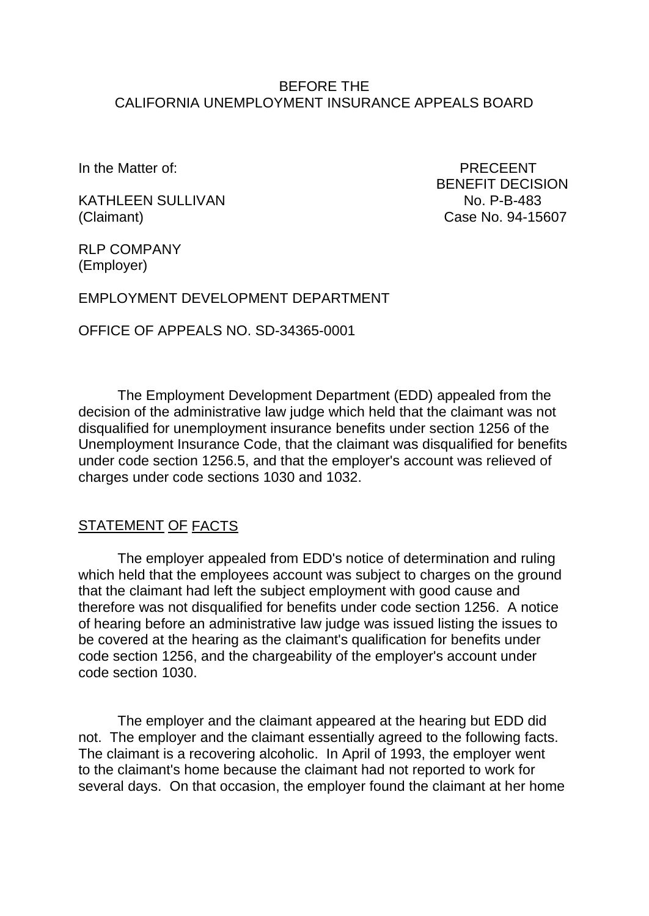BEFORE THE
CALIFORNIA UNEMPLOYMENT INSURANCE APPEALS BOARD

In the Matter of:

KATHLEEN SULLIVAN
(Claimant)

RLP COMPANY
(Employer)

EMPLOYMENT DEVELOPMENT DEPARTMENT

PRECEENT
BENEFIT DECISION
No. P-B-483
Case No. 94-15607

OFFICE OF APPEALS NO. SD-34365-0001

The Employment Development Department (EDD) appealed from the decision of the administrative law judge which held that the claimant was not disqualified for unemployment insurance benefits under section 1256 of the Unemployment Insurance Code, that the claimant was disqualified for benefits under code section 1256.5, and that the employer's account was relieved of charges under code sections 1030 and 1032.

## STATEMENT OF FACTS

The employer appealed from EDD's notice of determination and ruling which held that the employees account was subject to charges on the ground that the claimant had left the subject employment with good cause and therefore was not disqualified for benefits under code section 1256. A notice of hearing before an administrative law judge was issued listing the issues to be covered at the hearing as the claimant's qualification for benefits under code section 1256, and the chargeability of the employer's account under code section 1030.

The employer and the claimant appeared at the hearing but EDD did not. The employer and the claimant essentially agreed to the following facts. The claimant is a recovering alcoholic. In April of 1993, the employer went to the claimant's home because the claimant had not reported to work for several days. On that occasion, the employer found the claimant at her home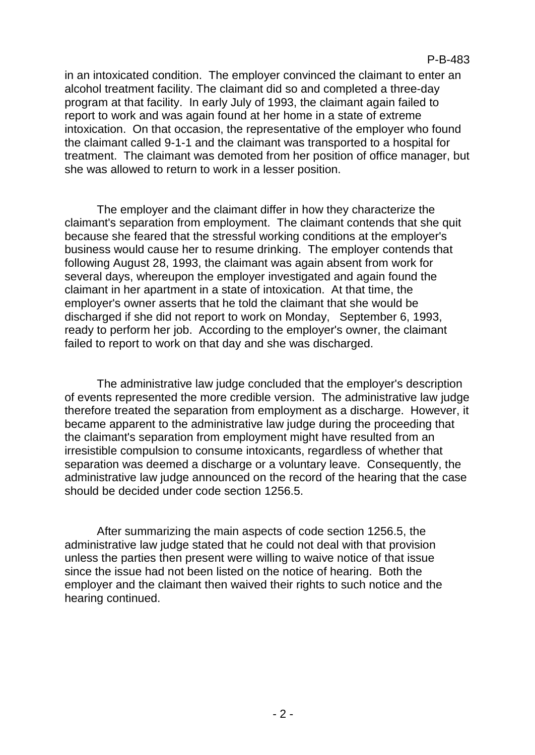in an intoxicated condition. The employer convinced the claimant to enter an alcohol treatment facility. The claimant did so and completed a three-day program at that facility. In early July of 1993, the claimant again failed to report to work and was again found at her home in a state of extreme intoxication. On that occasion, the representative of the employer who found the claimant called 9-1-1 and the claimant was transported to a hospital for treatment. The claimant was demoted from her position of office manager, but she was allowed to return to work in a lesser position.

The employer and the claimant differ in how they characterize the claimant's separation from employment. The claimant contends that she quit because she feared that the stressful working conditions at the employer's business would cause her to resume drinking. The employer contends that following August 28, 1993, the claimant was again absent from work for several days, whereupon the employer investigated and again found the claimant in her apartment in a state of intoxication. At that time, the employer's owner asserts that he told the claimant that she would be discharged if she did not report to work on Monday, September 6, 1993, ready to perform her job. According to the employer's owner, the claimant failed to report to work on that day and she was discharged.

The administrative law judge concluded that the employer's description of events represented the more credible version. The administrative law judge therefore treated the separation from employment as a discharge. However, it became apparent to the administrative law judge during the proceeding that the claimant's separation from employment might have resulted from an irresistible compulsion to consume intoxicants, regardless of whether that separation was deemed a discharge or a voluntary leave. Consequently, the administrative law judge announced on the record of the hearing that the case should be decided under code section 1256.5.

After summarizing the main aspects of code section 1256.5, the administrative law judge stated that he could not deal with that provision unless the parties then present were willing to waive notice of that issue since the issue had not been listed on the notice of hearing. Both the employer and the claimant then waived their rights to such notice and the hearing continued.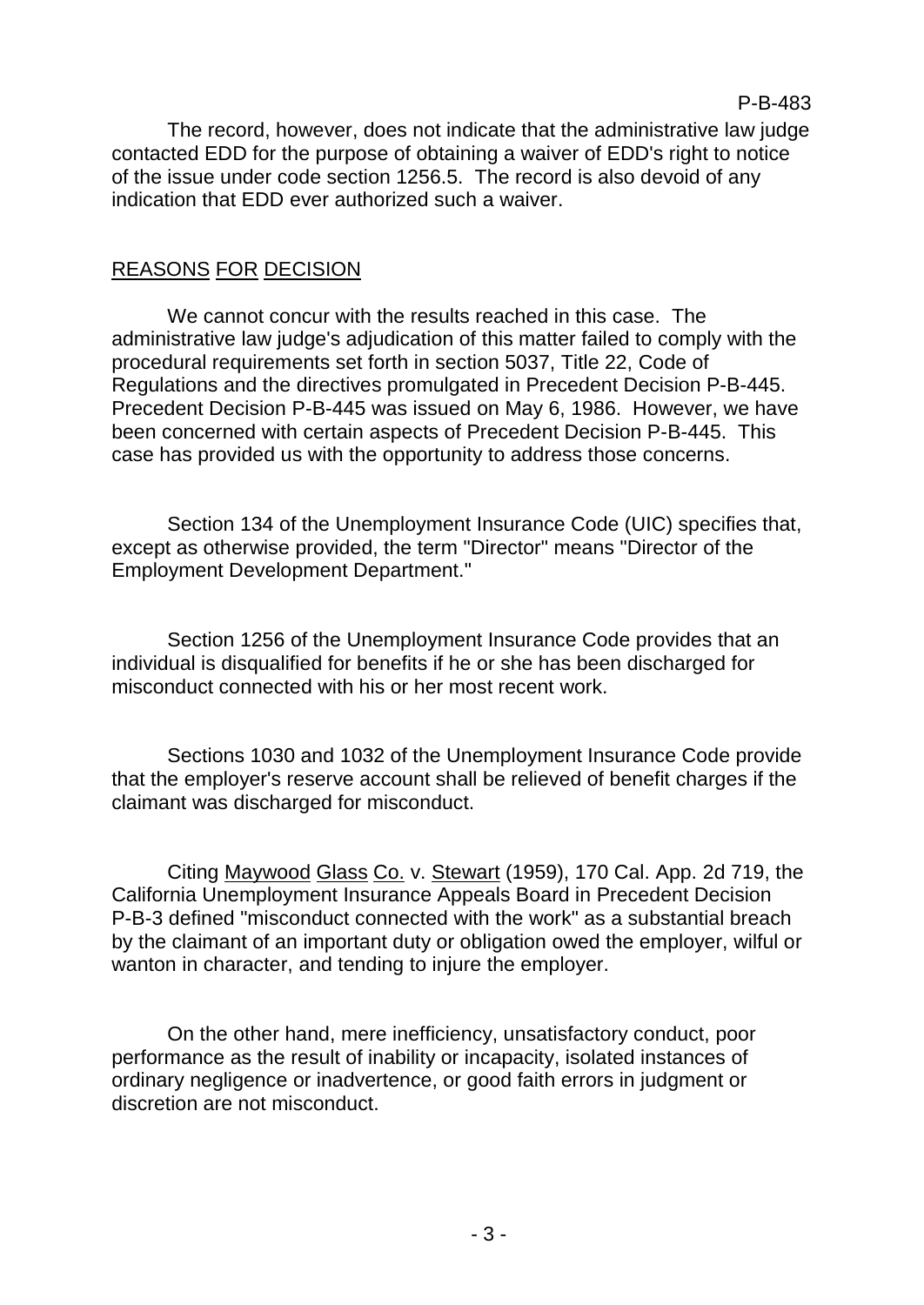The record, however, does not indicate that the administrative law judge contacted EDD for the purpose of obtaining a waiver of EDD's right to notice of the issue under code section 1256.5. The record is also devoid of any indication that EDD ever authorized such a waiver.

## REASONS FOR DECISION

We cannot concur with the results reached in this case. The administrative law judge's adjudication of this matter failed to comply with the procedural requirements set forth in section 5037, Title 22, Code of Regulations and the directives promulgated in Precedent Decision P-B-445. Precedent Decision P-B-445 was issued on May 6, 1986. However, we have been concerned with certain aspects of Precedent Decision P-B-445. This case has provided us with the opportunity to address those concerns.

Section 134 of the Unemployment Insurance Code (UIC) specifies that, except as otherwise provided, the term "Director" means "Director of the Employment Development Department."

Section 1256 of the Unemployment Insurance Code provides that an individual is disqualified for benefits if he or she has been discharged for misconduct connected with his or her most recent work.

Sections 1030 and 1032 of the Unemployment Insurance Code provide that the employer's reserve account shall be relieved of benefit charges if the claimant was discharged for misconduct.

Citing Maywood Glass Co. v. Stewart (1959), 170 Cal. App. 2d 719, the California Unemployment Insurance Appeals Board in Precedent Decision P-B-3 defined "misconduct connected with the work" as a substantial breach by the claimant of an important duty or obligation owed the employer, wilful or wanton in character, and tending to injure the employer.

On the other hand, mere inefficiency, unsatisfactory conduct, poor performance as the result of inability or incapacity, isolated instances of ordinary negligence or inadvertence, or good faith errors in judgment or discretion are not misconduct.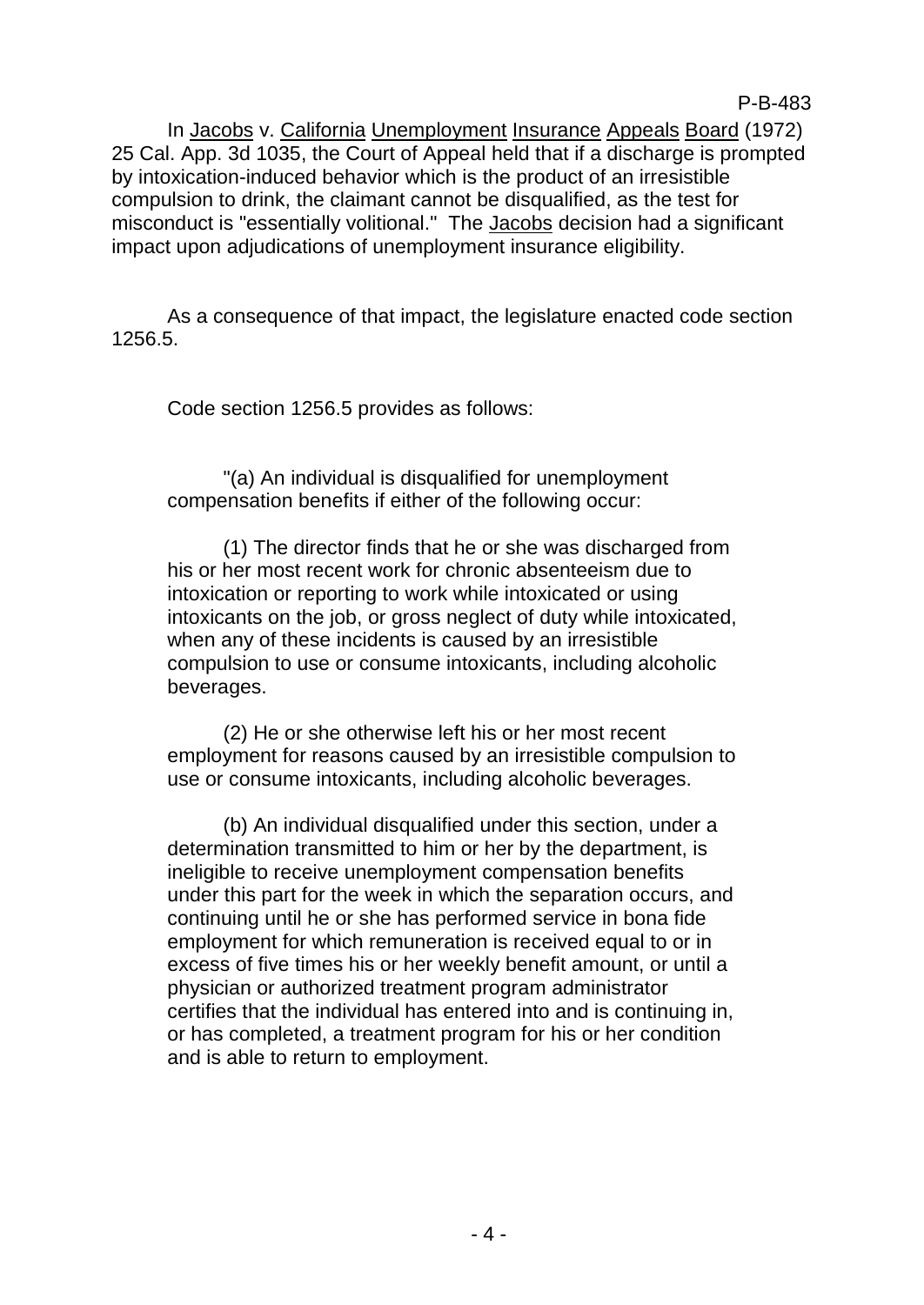In Jacobs v. California Unemployment Insurance Appeals Board (1972) 25 Cal. App. 3d 1035, the Court of Appeal held that if a discharge is prompted by intoxication-induced behavior which is the product of an irresistible compulsion to drink, the claimant cannot be disqualified, as the test for misconduct is "essentially volitional." The Jacobs decision had a significant impact upon adjudications of unemployment insurance eligibility.

As a consequence of that impact, the legislature enacted code section 1256.5.

Code section 1256.5 provides as follows:

> "(a) An individual is disqualified for unemployment compensation benefits if either of the following occur:
>
> (1) The director finds that he or she was discharged from his or her most recent work for chronic absenteeism due to intoxication or reporting to work while intoxicated or using intoxicants on the job, or gross neglect of duty while intoxicated, when any of these incidents is caused by an irresistible compulsion to use or consume intoxicants, including alcoholic beverages.
>
> (2) He or she otherwise left his or her most recent employment for reasons caused by an irresistible compulsion to use or consume intoxicants, including alcoholic beverages.
>
> (b) An individual disqualified under this section, under a determination transmitted to him or her by the department, is ineligible to receive unemployment compensation benefits under this part for the week in which the separation occurs, and continuing until he or she has performed service in bona fide employment for which remuneration is received equal to or in excess of five times his or her weekly benefit amount, or until a physician or authorized treatment program administrator certifies that the individual has entered into and is continuing in, or has completed, a treatment program for his or her condition and is able to return to employment.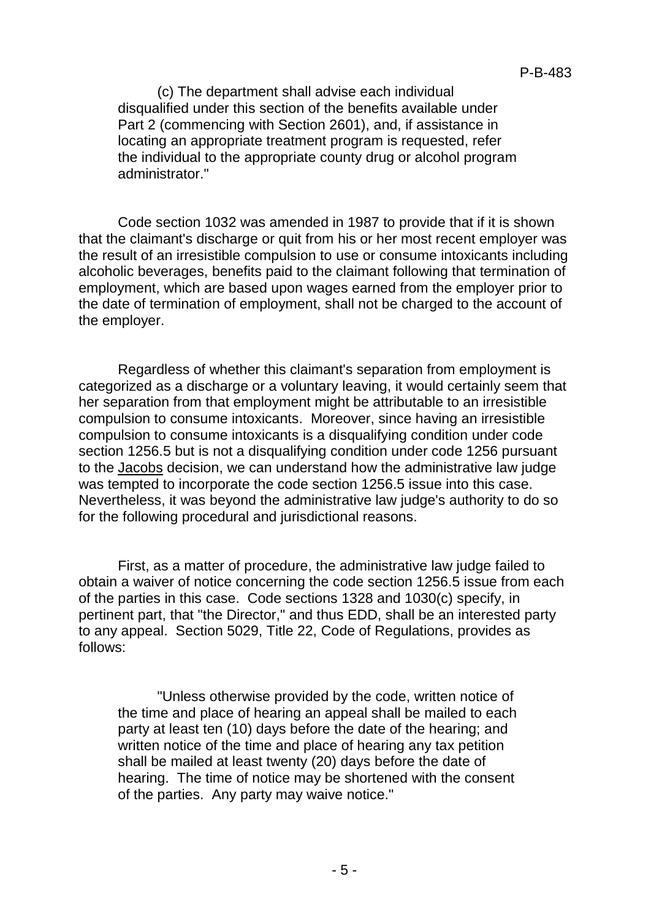> (c) The department shall advise each individual disqualified under this section of the benefits available under Part 2 (commencing with Section 2601), and, if assistance in locating an appropriate treatment program is requested, refer the individual to the appropriate county drug or alcohol program administrator."

Code section 1032 was amended in 1987 to provide that if it is shown that the claimant's discharge or quit from his or her most recent employer was the result of an irresistible compulsion to use or consume intoxicants including alcoholic beverages, benefits paid to the claimant following that termination of employment, which are based upon wages earned from the employer prior to the date of termination of employment, shall not be charged to the account of the employer.

Regardless of whether this claimant's separation from employment is categorized as a discharge or a voluntary leaving, it would certainly seem that her separation from that employment might be attributable to an irresistible compulsion to consume intoxicants. Moreover, since having an irresistible compulsion to consume intoxicants is a disqualifying condition under code section 1256.5 but is not a disqualifying condition under code 1256 pursuant to the Jacobs decision, we can understand how the administrative law judge was tempted to incorporate the code section 1256.5 issue into this case. Nevertheless, it was beyond the administrative law judge's authority to do so for the following procedural and jurisdictional reasons.

First, as a matter of procedure, the administrative law judge failed to obtain a waiver of notice concerning the code section 1256.5 issue from each of the parties in this case. Code sections 1328 and 1030(c) specify, in pertinent part, that "the Director," and thus EDD, shall be an interested party to any appeal. Section 5029, Title 22, Code of Regulations, provides as follows:

> "Unless otherwise provided by the code, written notice of the time and place of hearing an appeal shall be mailed to each party at least ten (10) days before the date of the hearing; and written notice of the time and place of hearing any tax petition shall be mailed at least twenty (20) days before the date of hearing. The time of notice may be shortened with the consent of the parties. Any party may waive notice."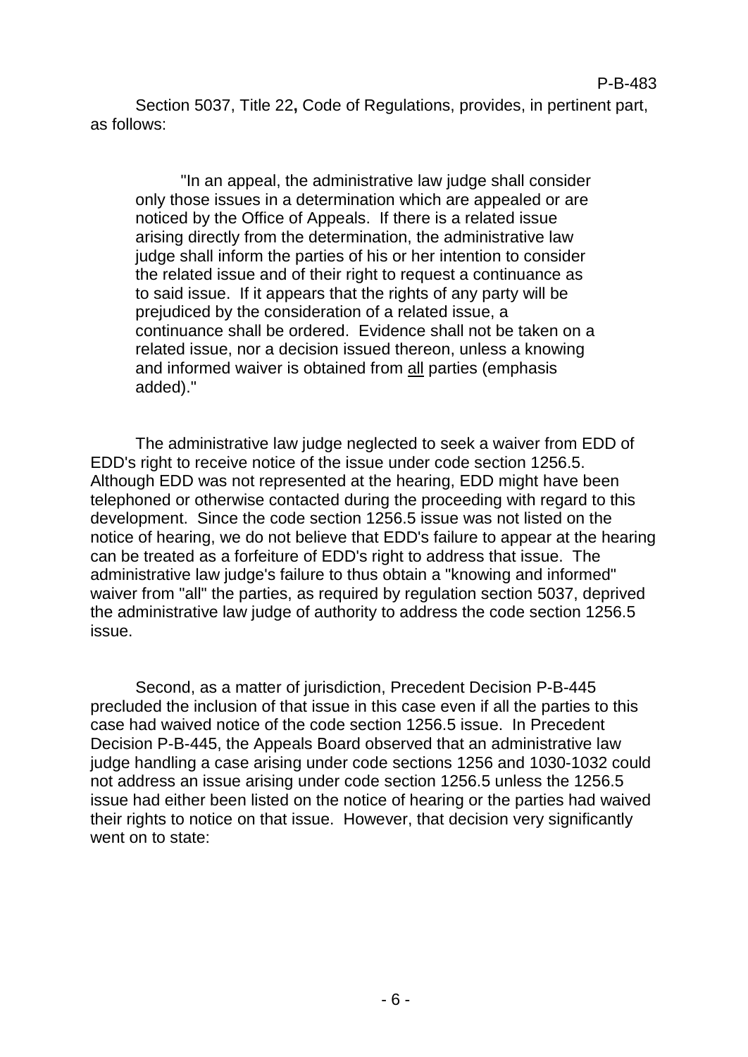Section 5037, Title 22**,** Code of Regulations, provides, in pertinent part, as follows:

> "In an appeal, the administrative law judge shall consider only those issues in a determination which are appealed or are noticed by the Office of Appeals. If there is a related issue arising directly from the determination, the administrative law judge shall inform the parties of his or her intention to consider the related issue and of their right to request a continuance as to said issue. If it appears that the rights of any party will be prejudiced by the consideration of a related issue, a continuance shall be ordered. Evidence shall not be taken on a related issue, nor a decision issued thereon, unless a knowing and informed waiver is obtained from <u>all</u> parties (emphasis added)."

The administrative law judge neglected to seek a waiver from EDD of EDD's right to receive notice of the issue under code section 1256.5. Although EDD was not represented at the hearing, EDD might have been telephoned or otherwise contacted during the proceeding with regard to this development. Since the code section 1256.5 issue was not listed on the notice of hearing, we do not believe that EDD's failure to appear at the hearing can be treated as a forfeiture of EDD's right to address that issue. The administrative law judge's failure to thus obtain a "knowing and informed" waiver from "all" the parties, as required by regulation section 5037, deprived the administrative law judge of authority to address the code section 1256.5 issue.

Second, as a matter of jurisdiction, Precedent Decision P-B-445 precluded the inclusion of that issue in this case even if all the parties to this case had waived notice of the code section 1256.5 issue. In Precedent Decision P-B-445, the Appeals Board observed that an administrative law judge handling a case arising under code sections 1256 and 1030-1032 could not address an issue arising under code section 1256.5 unless the 1256.5 issue had either been listed on the notice of hearing or the parties had waived their rights to notice on that issue. However, that decision very significantly went on to state: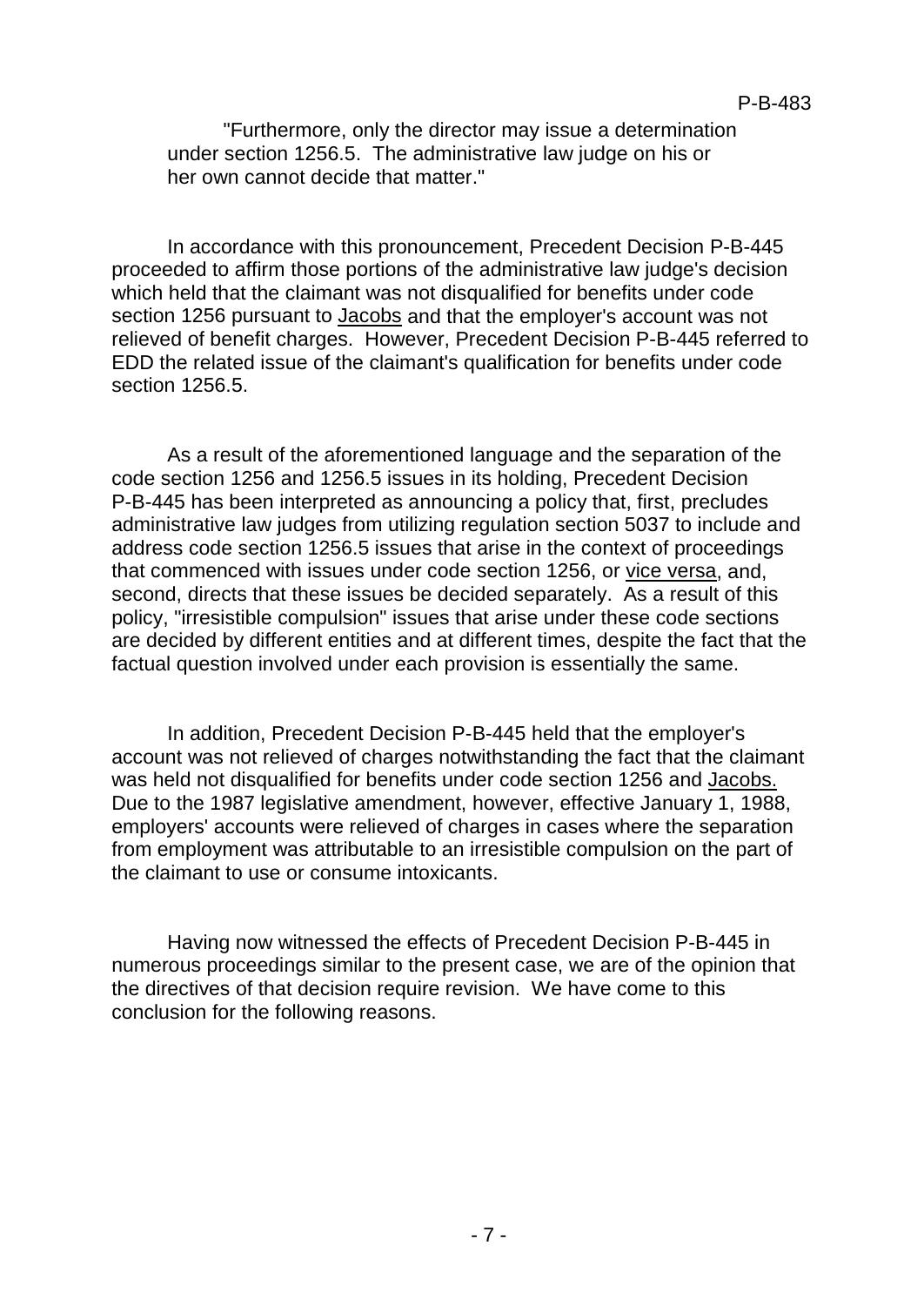"Furthermore, only the director may issue a determination under section 1256.5. The administrative law judge on his or her own cannot decide that matter."

In accordance with this pronouncement, Precedent Decision P-B-445 proceeded to affirm those portions of the administrative law judge's decision which held that the claimant was not disqualified for benefits under code section 1256 pursuant to Jacobs and that the employer's account was not relieved of benefit charges. However, Precedent Decision P-B-445 referred to EDD the related issue of the claimant's qualification for benefits under code section 1256.5.

As a result of the aforementioned language and the separation of the code section 1256 and 1256.5 issues in its holding, Precedent Decision P-B-445 has been interpreted as announcing a policy that, first, precludes administrative law judges from utilizing regulation section 5037 to include and address code section 1256.5 issues that arise in the context of proceedings that commenced with issues under code section 1256, or vice versa, and, second, directs that these issues be decided separately. As a result of this policy, "irresistible compulsion" issues that arise under these code sections are decided by different entities and at different times, despite the fact that the factual question involved under each provision is essentially the same.

In addition, Precedent Decision P-B-445 held that the employer's account was not relieved of charges notwithstanding the fact that the claimant was held not disqualified for benefits under code section 1256 and Jacobs. Due to the 1987 legislative amendment, however, effective January 1, 1988, employers' accounts were relieved of charges in cases where the separation from employment was attributable to an irresistible compulsion on the part of the claimant to use or consume intoxicants.

Having now witnessed the effects of Precedent Decision P-B-445 in numerous proceedings similar to the present case, we are of the opinion that the directives of that decision require revision. We have come to this conclusion for the following reasons.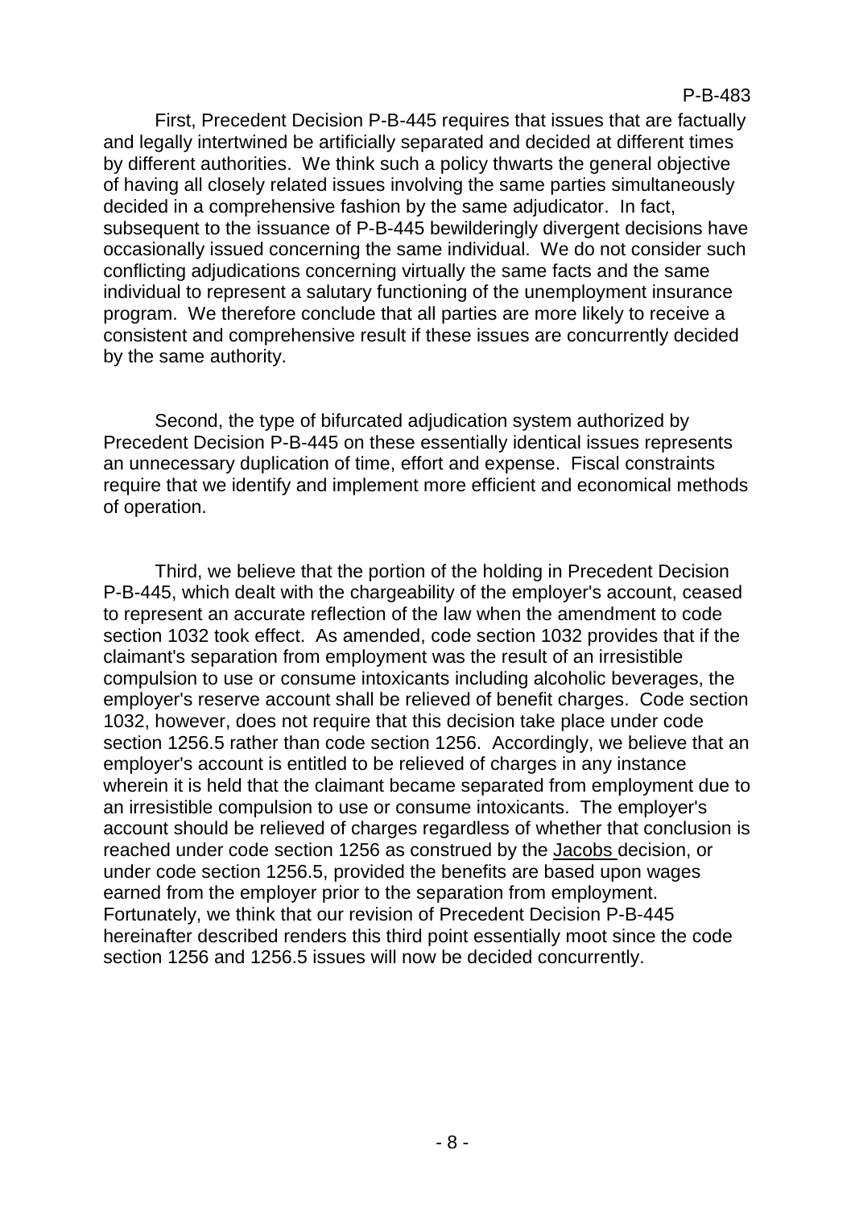First, Precedent Decision P-B-445 requires that issues that are factually and legally intertwined be artificially separated and decided at different times by different authorities. We think such a policy thwarts the general objective of having all closely related issues involving the same parties simultaneously decided in a comprehensive fashion by the same adjudicator. In fact, subsequent to the issuance of P-B-445 bewilderingly divergent decisions have occasionally issued concerning the same individual. We do not consider such conflicting adjudications concerning virtually the same facts and the same individual to represent a salutary functioning of the unemployment insurance program. We therefore conclude that all parties are more likely to receive a consistent and comprehensive result if these issues are concurrently decided by the same authority.

Second, the type of bifurcated adjudication system authorized by Precedent Decision P-B-445 on these essentially identical issues represents an unnecessary duplication of time, effort and expense. Fiscal constraints require that we identify and implement more efficient and economical methods of operation.

Third, we believe that the portion of the holding in Precedent Decision P-B-445, which dealt with the chargeability of the employer's account, ceased to represent an accurate reflection of the law when the amendment to code section 1032 took effect. As amended, code section 1032 provides that if the claimant's separation from employment was the result of an irresistible compulsion to use or consume intoxicants including alcoholic beverages, the employer's reserve account shall be relieved of benefit charges. Code section 1032, however, does not require that this decision take place under code section 1256.5 rather than code section 1256. Accordingly, we believe that an employer's account is entitled to be relieved of charges in any instance wherein it is held that the claimant became separated from employment due to an irresistible compulsion to use or consume intoxicants. The employer's account should be relieved of charges regardless of whether that conclusion is reached under code section 1256 as construed by the Jacobs decision, or under code section 1256.5, provided the benefits are based upon wages earned from the employer prior to the separation from employment. Fortunately, we think that our revision of Precedent Decision P-B-445 hereinafter described renders this third point essentially moot since the code section 1256 and 1256.5 issues will now be decided concurrently.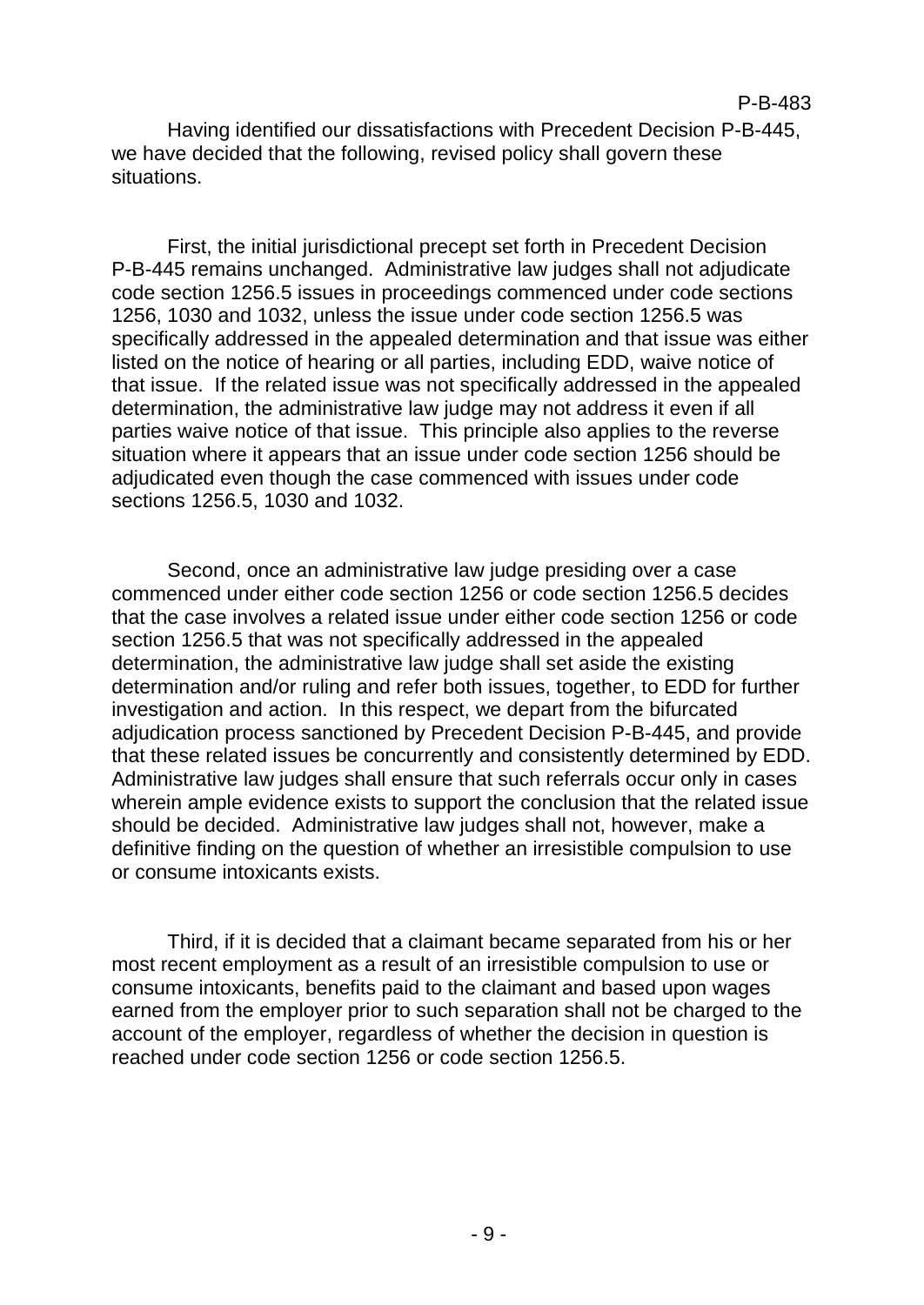Having identified our dissatisfactions with Precedent Decision P-B-445, we have decided that the following, revised policy shall govern these situations.

First, the initial jurisdictional precept set forth in Precedent Decision P-B-445 remains unchanged. Administrative law judges shall not adjudicate code section 1256.5 issues in proceedings commenced under code sections 1256, 1030 and 1032, unless the issue under code section 1256.5 was specifically addressed in the appealed determination and that issue was either listed on the notice of hearing or all parties, including EDD, waive notice of that issue. If the related issue was not specifically addressed in the appealed determination, the administrative law judge may not address it even if all parties waive notice of that issue. This principle also applies to the reverse situation where it appears that an issue under code section 1256 should be adjudicated even though the case commenced with issues under code sections 1256.5, 1030 and 1032.

Second, once an administrative law judge presiding over a case commenced under either code section 1256 or code section 1256.5 decides that the case involves a related issue under either code section 1256 or code section 1256.5 that was not specifically addressed in the appealed determination, the administrative law judge shall set aside the existing determination and/or ruling and refer both issues, together, to EDD for further investigation and action. In this respect, we depart from the bifurcated adjudication process sanctioned by Precedent Decision P-B-445, and provide that these related issues be concurrently and consistently determined by EDD. Administrative law judges shall ensure that such referrals occur only in cases wherein ample evidence exists to support the conclusion that the related issue should be decided. Administrative law judges shall not, however, make a definitive finding on the question of whether an irresistible compulsion to use or consume intoxicants exists.

Third, if it is decided that a claimant became separated from his or her most recent employment as a result of an irresistible compulsion to use or consume intoxicants, benefits paid to the claimant and based upon wages earned from the employer prior to such separation shall not be charged to the account of the employer, regardless of whether the decision in question is reached under code section 1256 or code section 1256.5.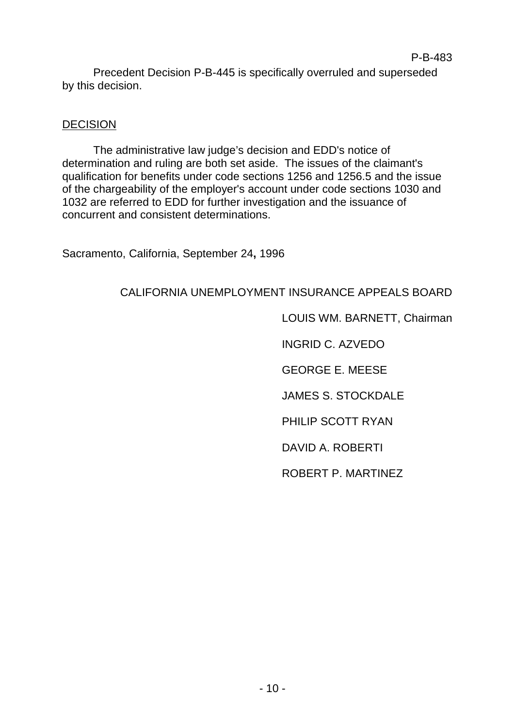Precedent Decision P-B-445 is specifically overruled and superseded by this decision.

## DECISION

The administrative law judge's decision and EDD's notice of determination and ruling are both set aside. The issues of the claimant's qualification for benefits under code sections 1256 and 1256.5 and the issue of the chargeability of the employer's account under code sections 1030 and 1032 are referred to EDD for further investigation and the issuance of concurrent and consistent determinations.

Sacramento, California, September 24**,** 1996

CALIFORNIA UNEMPLOYMENT INSURANCE APPEALS BOARD

LOUIS WM. BARNETT, Chairman

INGRID C. AZVEDO

GEORGE E. MEESE

JAMES S. STOCKDALE

PHILIP SCOTT RYAN

DAVID A. ROBERTI

ROBERT P. MARTINEZ